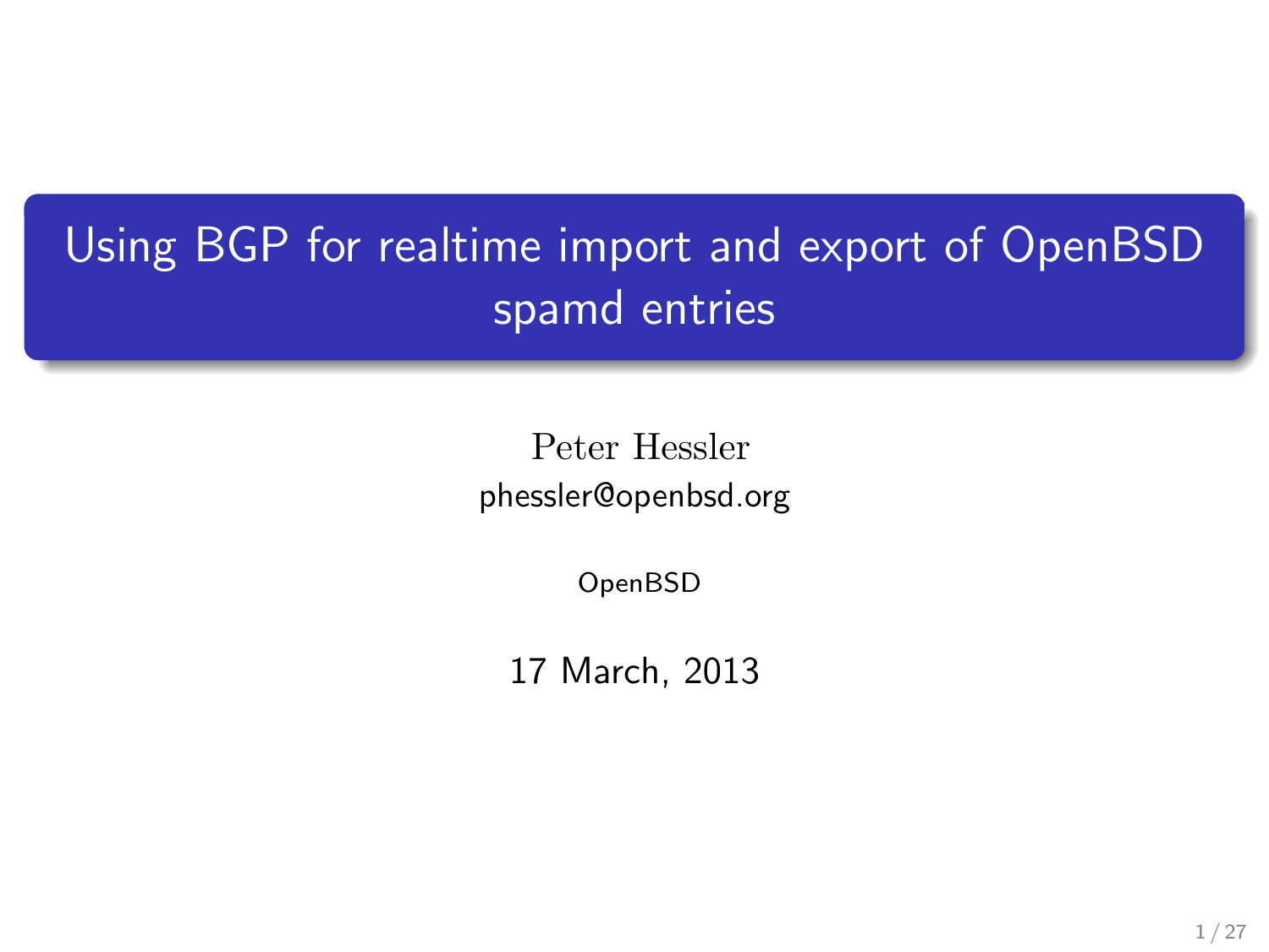# Using BGP for realtime import and export of OpenBSD spamd entries

Peter Hessler
phessler@openbsd.org

OpenBSD

17 March, 2013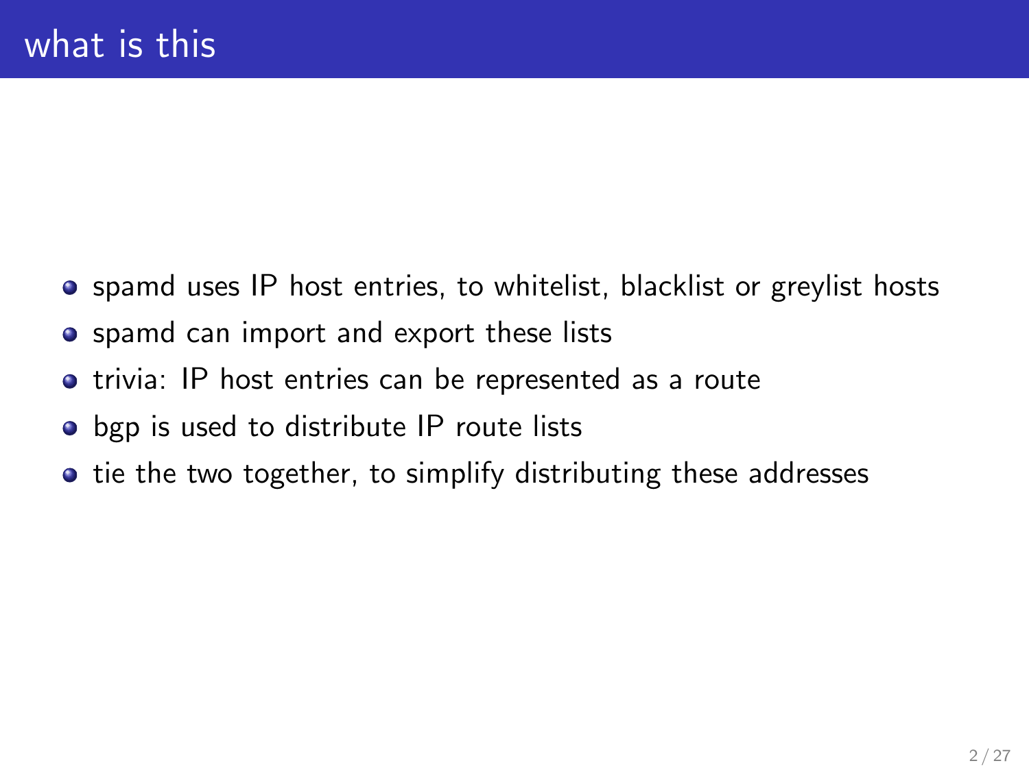# what is this

- spamd uses IP host entries, to whitelist, blacklist or greylist hosts
- spamd can import and export these lists
- trivia: IP host entries can be represented as a route
- bgp is used to distribute IP route lists
- tie the two together, to simplify distributing these addresses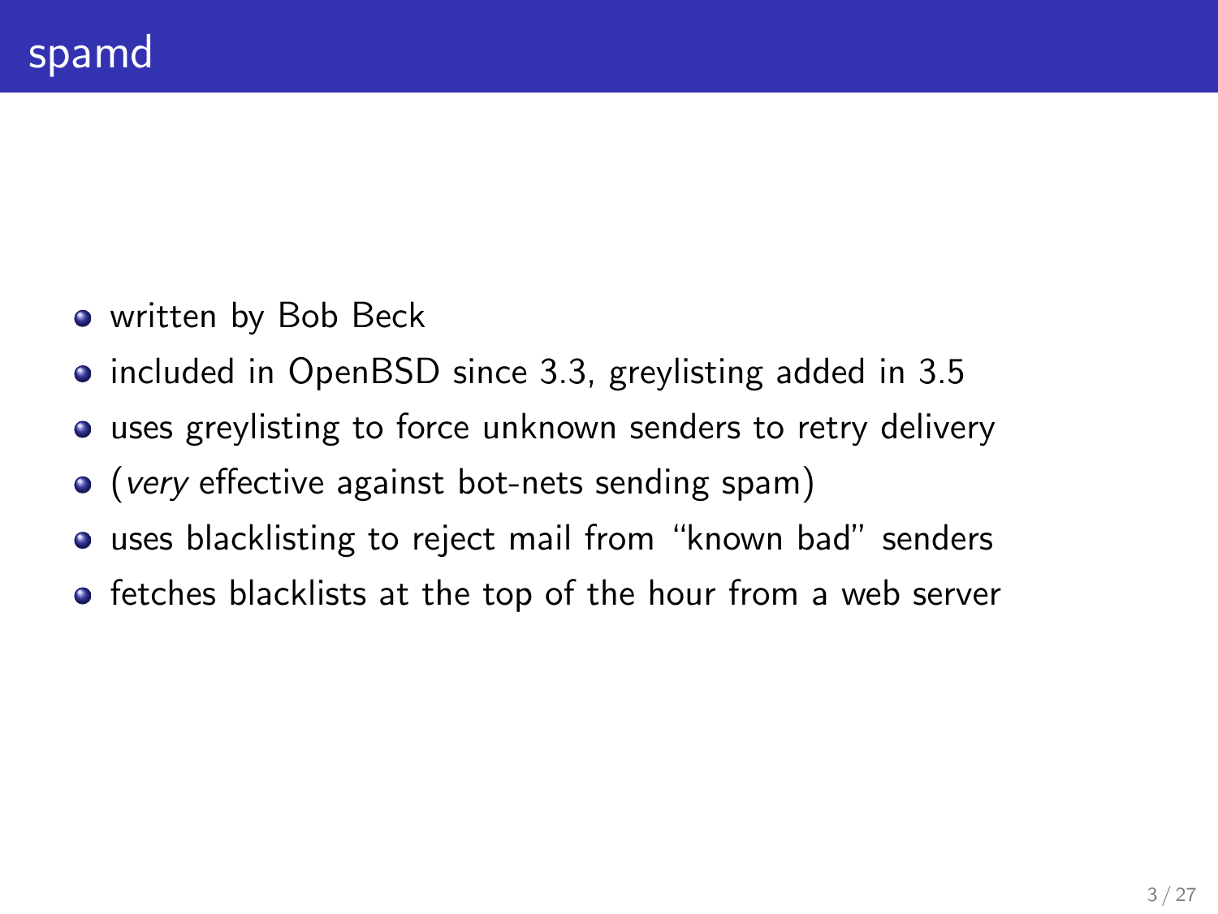# spamd

- written by Bob Beck
- included in OpenBSD since 3.3, greylisting added in 3.5
- uses greylisting to force unknown senders to retry delivery
- (*very* effective against bot-nets sending spam)
- uses blacklisting to reject mail from "known bad" senders
- fetches blacklists at the top of the hour from a web server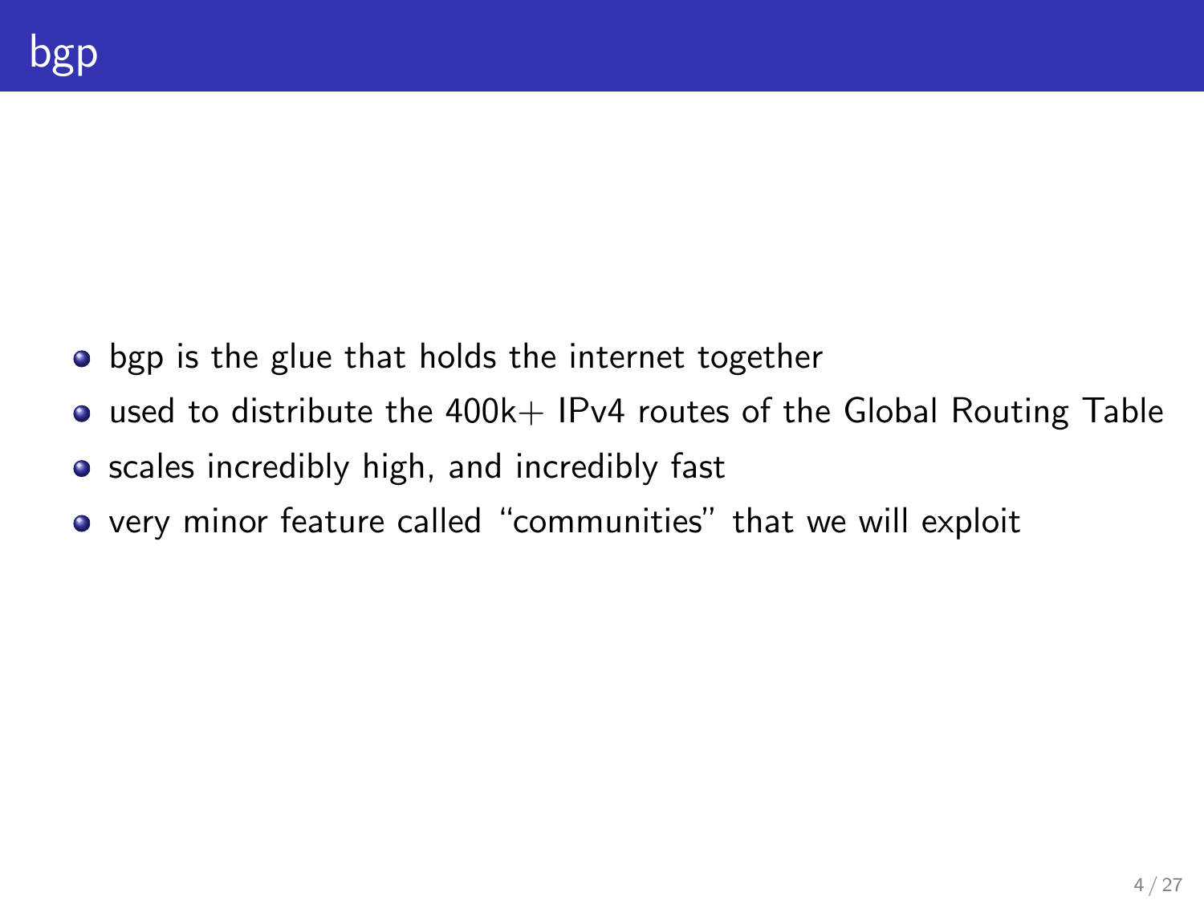# bgp

- bgp is the glue that holds the internet together
- used to distribute the 400k+ IPv4 routes of the Global Routing Table
- scales incredibly high, and incredibly fast
- very minor feature called "communities" that we will exploit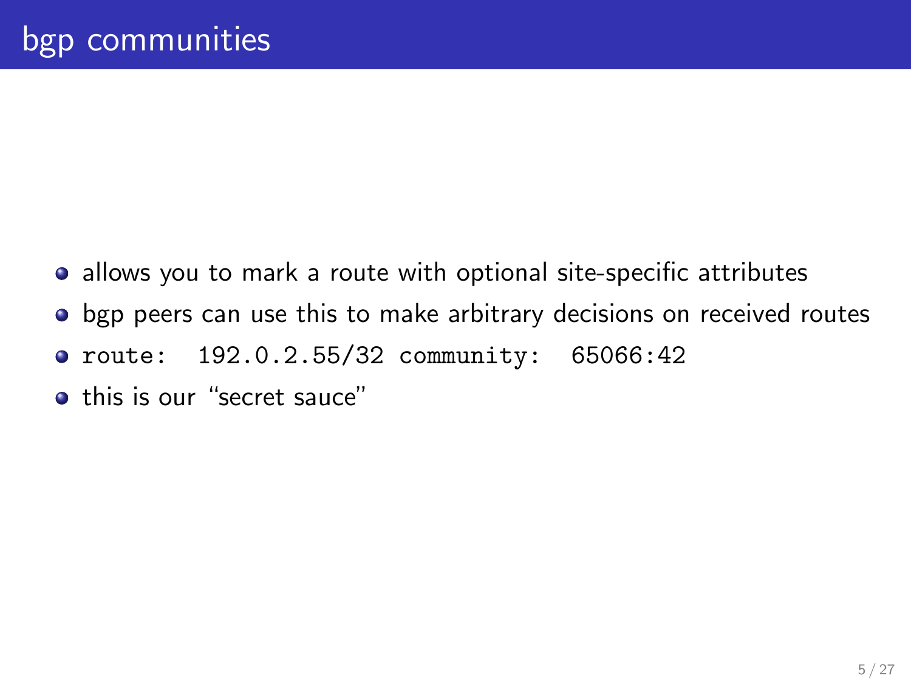# bgp communities

- allows you to mark a route with optional site-specific attributes
- bgp peers can use this to make arbitrary decisions on received routes
- `route:  192.0.2.55/32 community:  65066:42`
- this is our "secret sauce"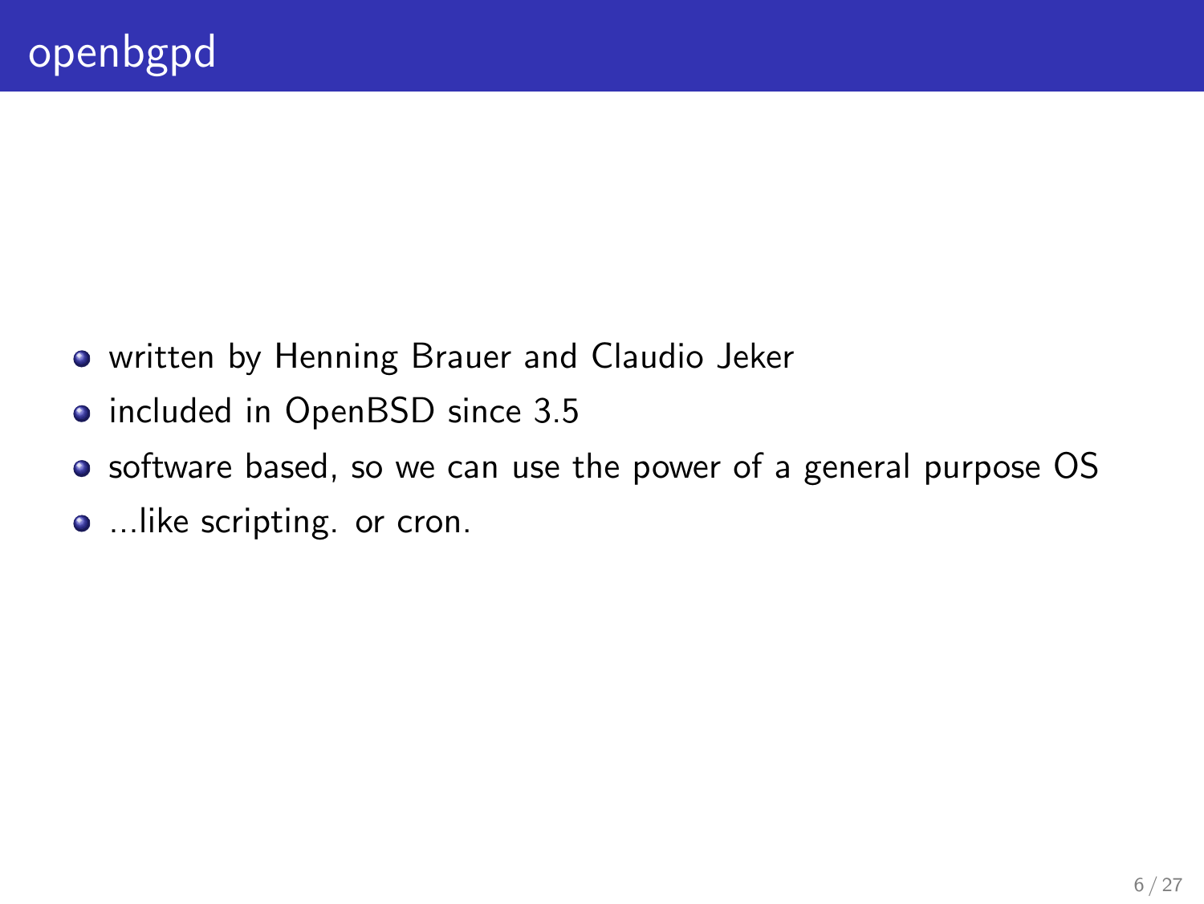# openbgpd

- written by Henning Brauer and Claudio Jeker
- included in OpenBSD since 3.5
- software based, so we can use the power of a general purpose OS
- ...like scripting. or cron.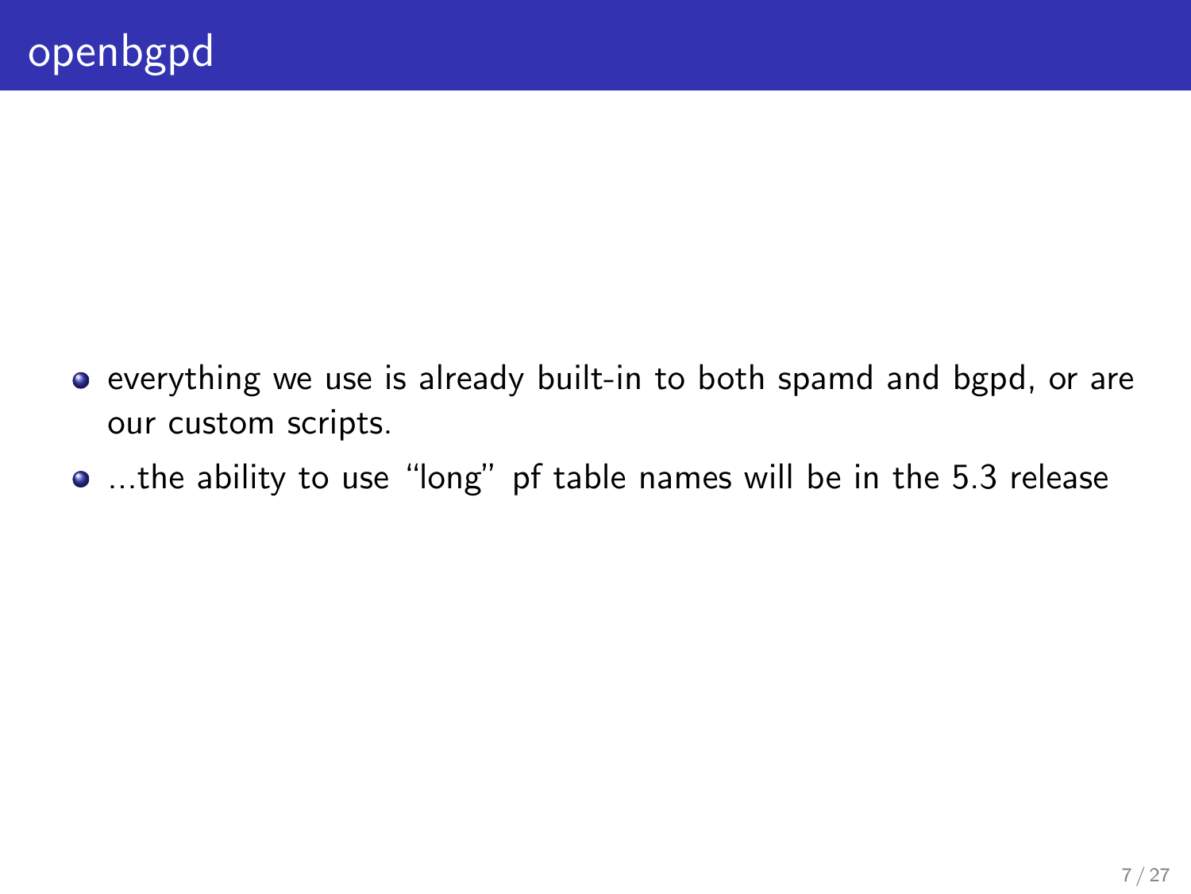# openbgpd

- everything we use is already built-in to both spamd and bgpd, or are our custom scripts.
- ...the ability to use "long" pf table names will be in the 5.3 release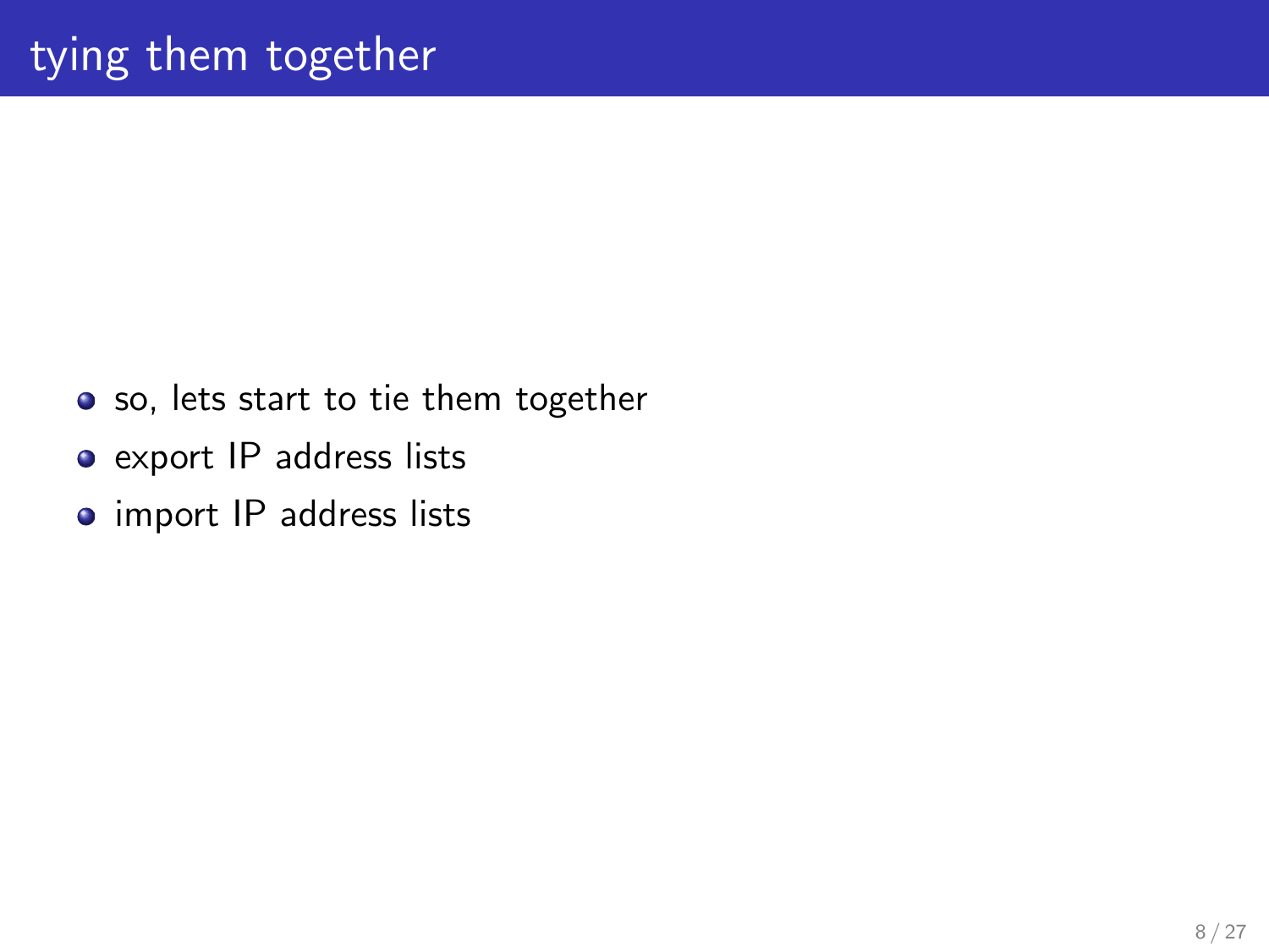# tying them together

- so, lets start to tie them together
- export IP address lists
- import IP address lists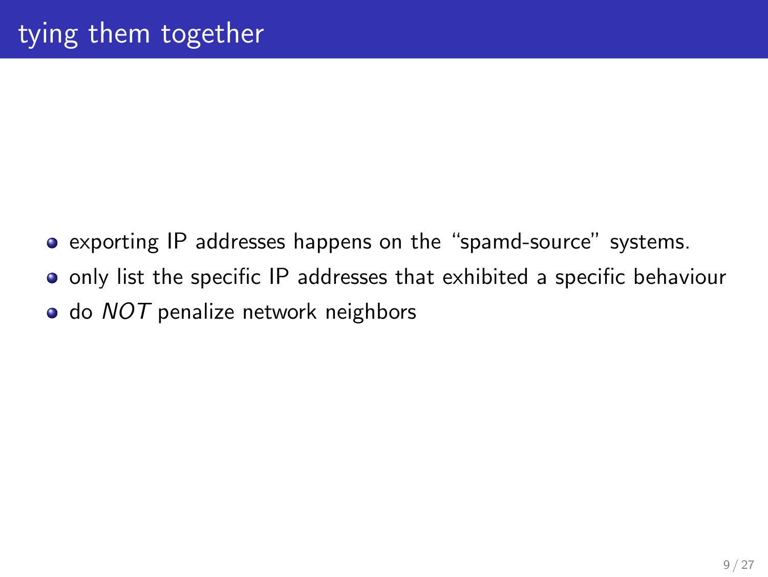# tying them together

- exporting IP addresses happens on the “spamd-source” systems.
- only list the specific IP addresses that exhibited a specific behaviour
- do *NOT* penalize network neighbors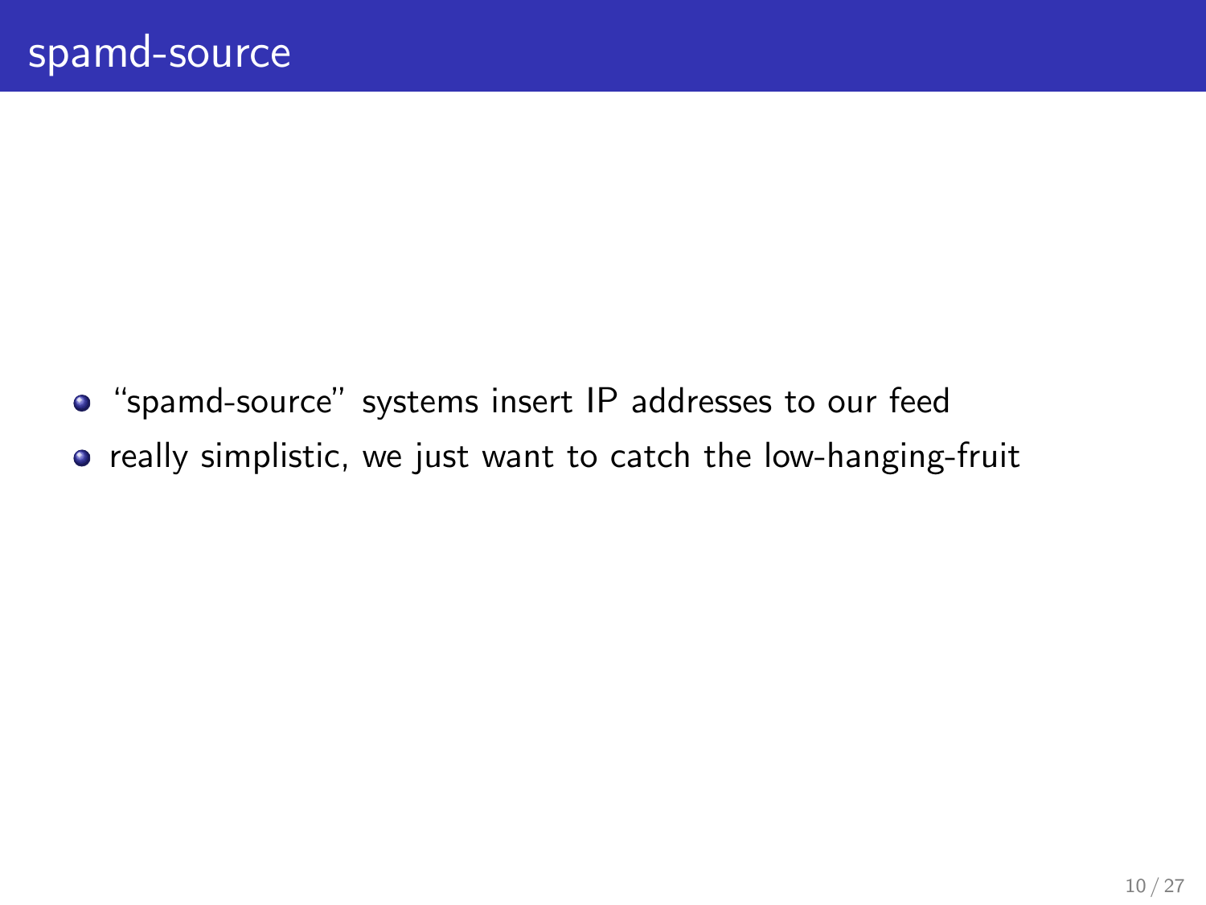# spamd-source

- “spamd-source” systems insert IP addresses to our feed
- really simplistic, we just want to catch the low-hanging-fruit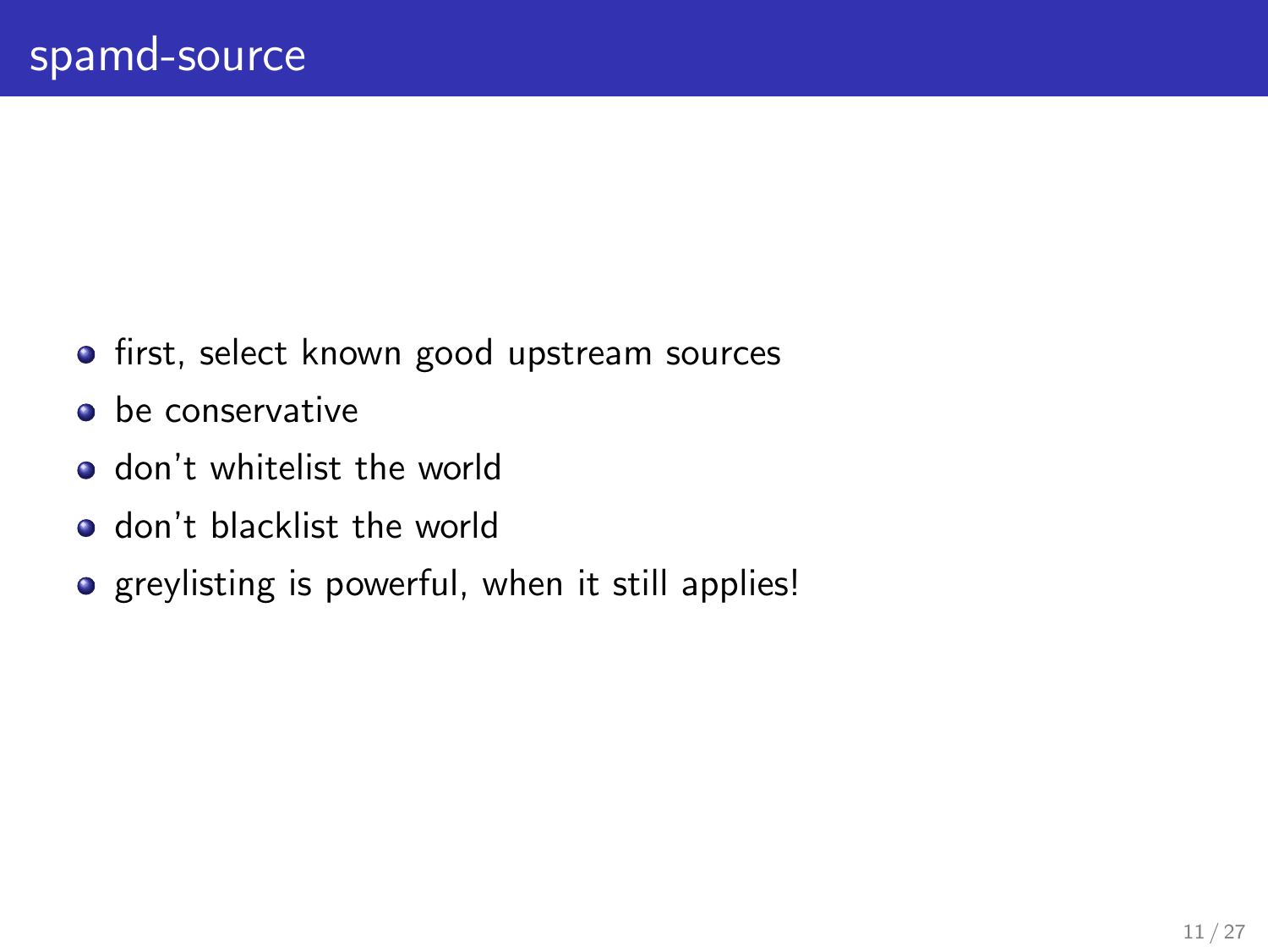# spamd-source

- first, select known good upstream sources
- be conservative
- don't whitelist the world
- don't blacklist the world
- greylisting is powerful, when it still applies!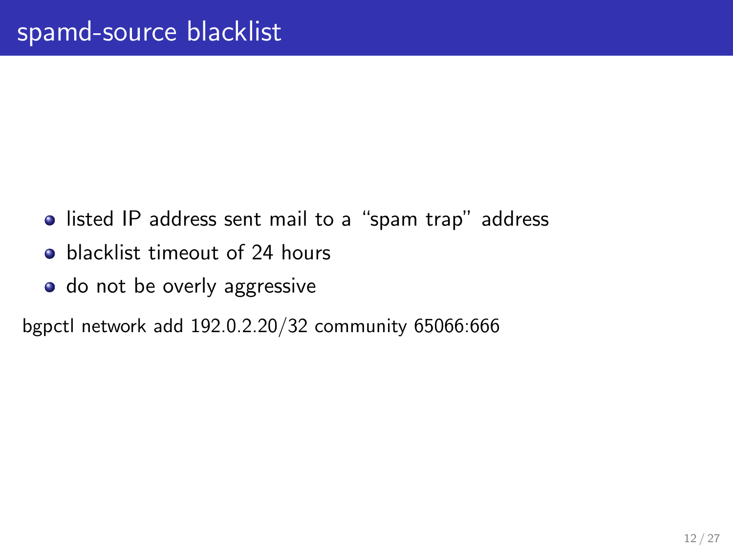# spamd-source blacklist

- listed IP address sent mail to a "spam trap" address
- blacklist timeout of 24 hours
- do not be overly aggressive

```
bgpctl network add 192.0.2.20/32 community 65066:666
```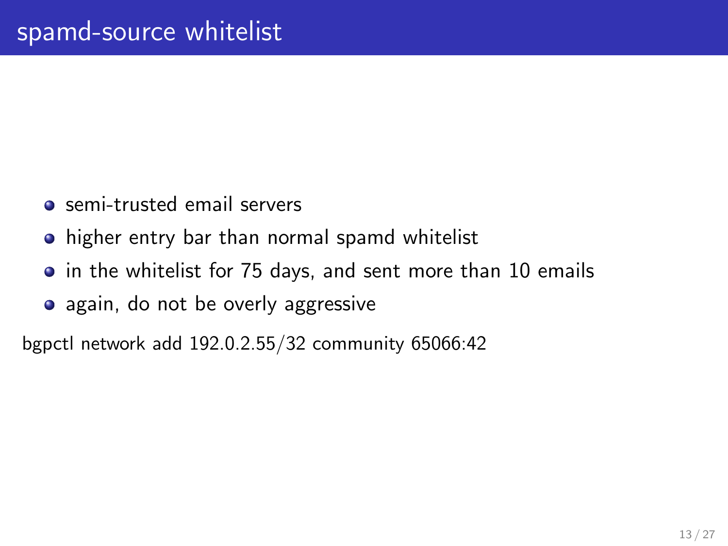# spamd-source whitelist

- semi-trusted email servers
- higher entry bar than normal spamd whitelist
- in the whitelist for 75 days, and sent more than 10 emails
- again, do not be overly aggressive

```
bgpctl network add 192.0.2.55/32 community 65066:42
```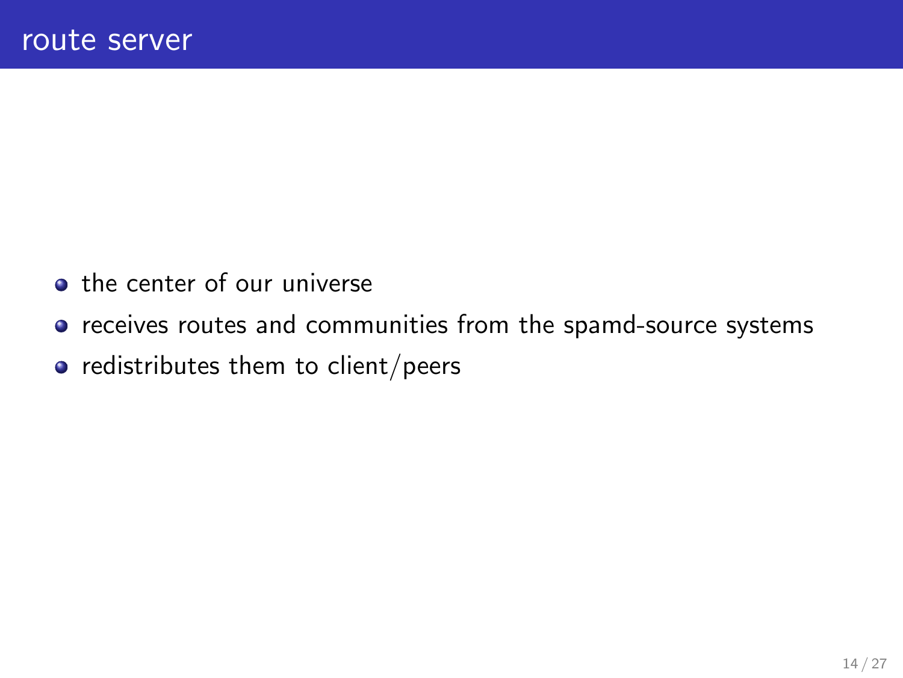# route server

- the center of our universe
- receives routes and communities from the spamd-source systems
- redistributes them to client/peers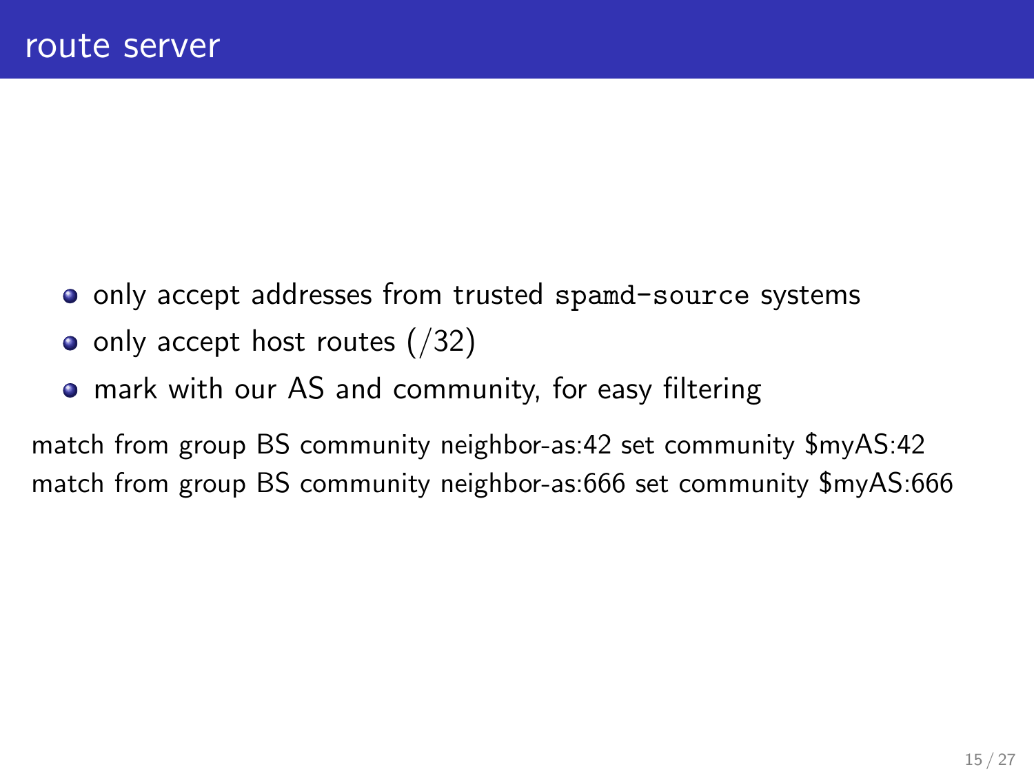# route server

- only accept addresses from trusted `spamd-source` systems
- only accept host routes (/32)
- mark with our AS and community, for easy filtering

match from group BS community neighbor-as:42 set community $myAS:42
match from group BS community neighbor-as:666 set community $myAS:666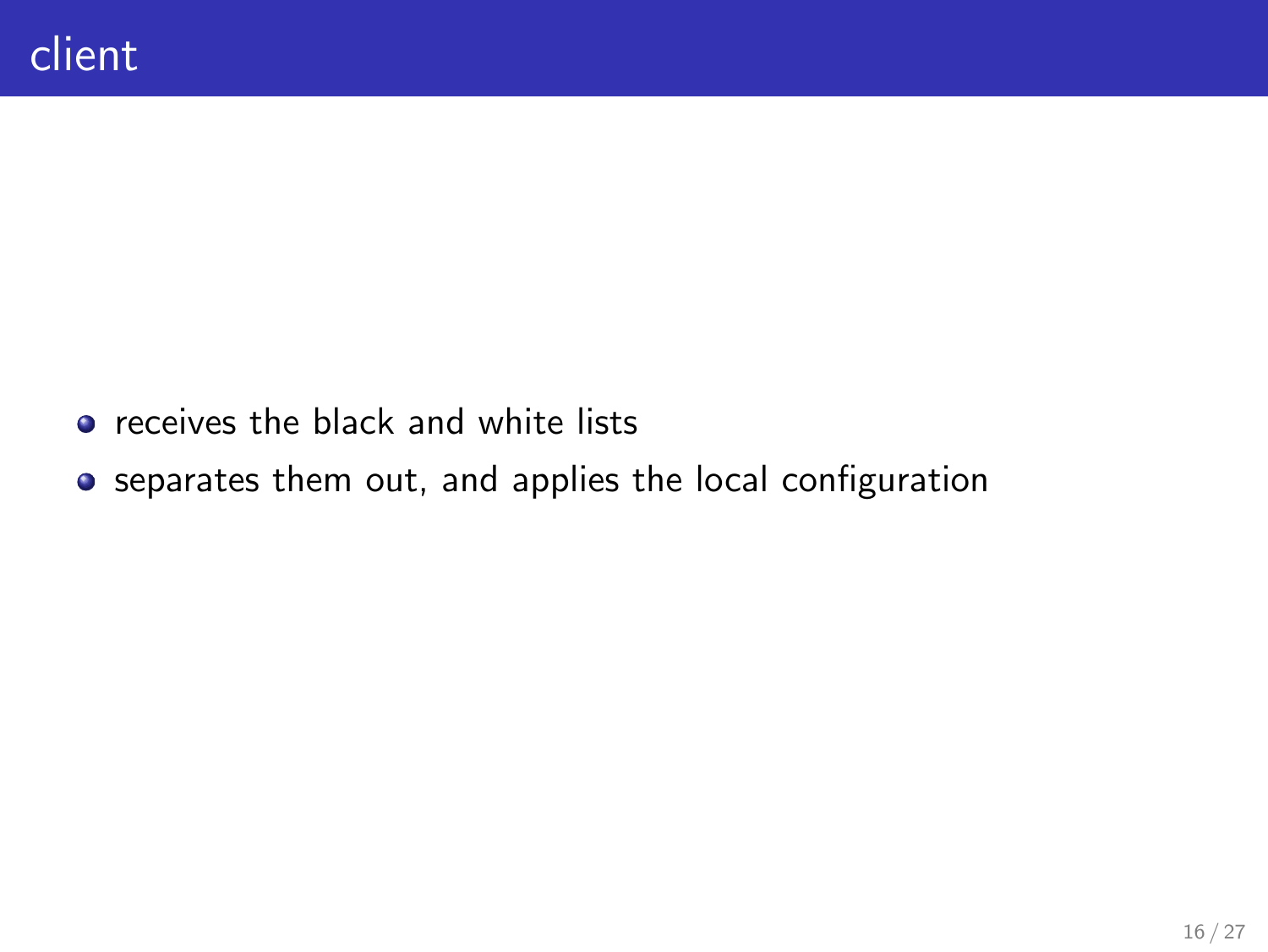# client

- receives the black and white lists
- separates them out, and applies the local configuration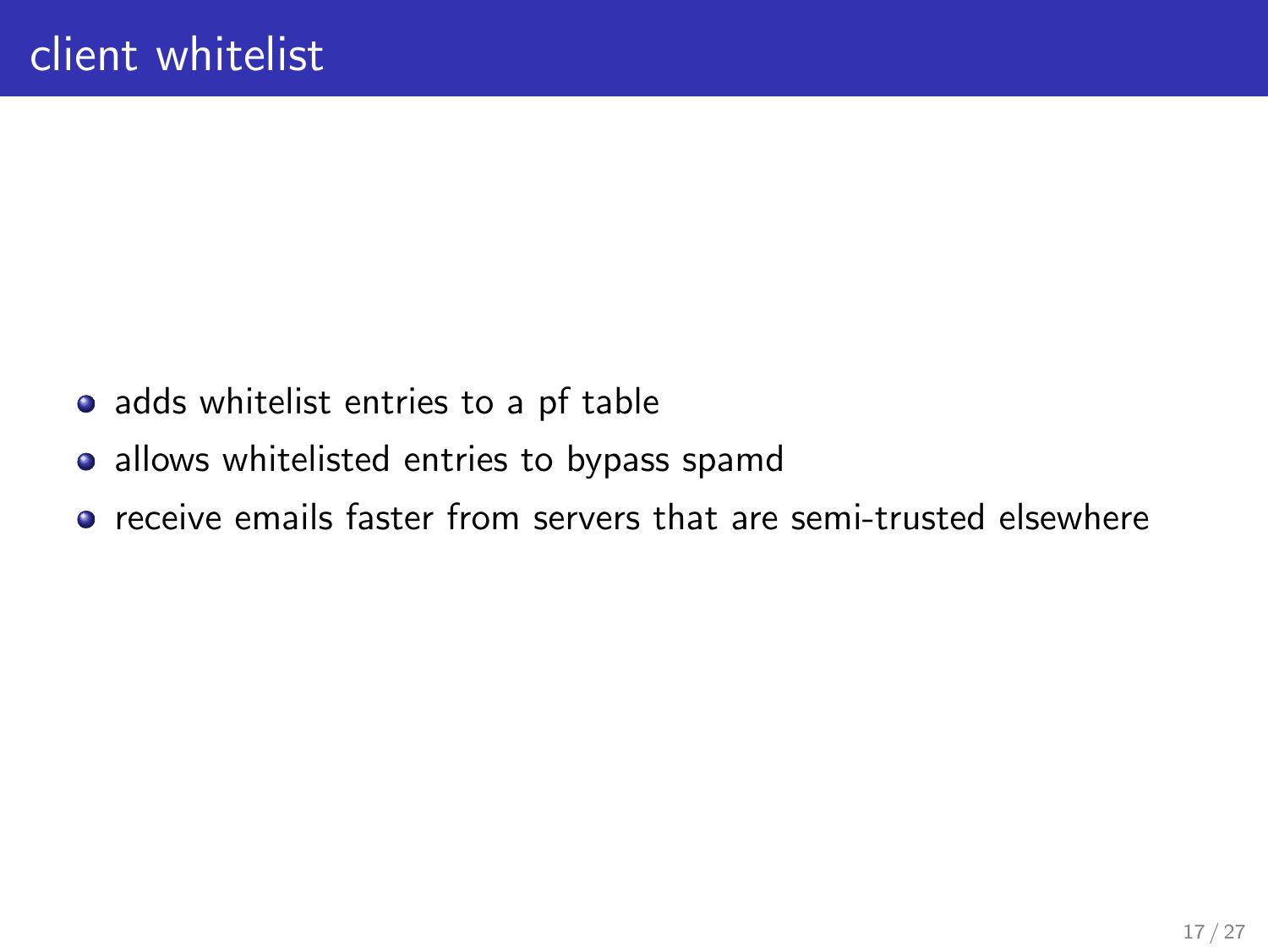# client whitelist

- adds whitelist entries to a pf table
- allows whitelisted entries to bypass spamd
- receive emails faster from servers that are semi-trusted elsewhere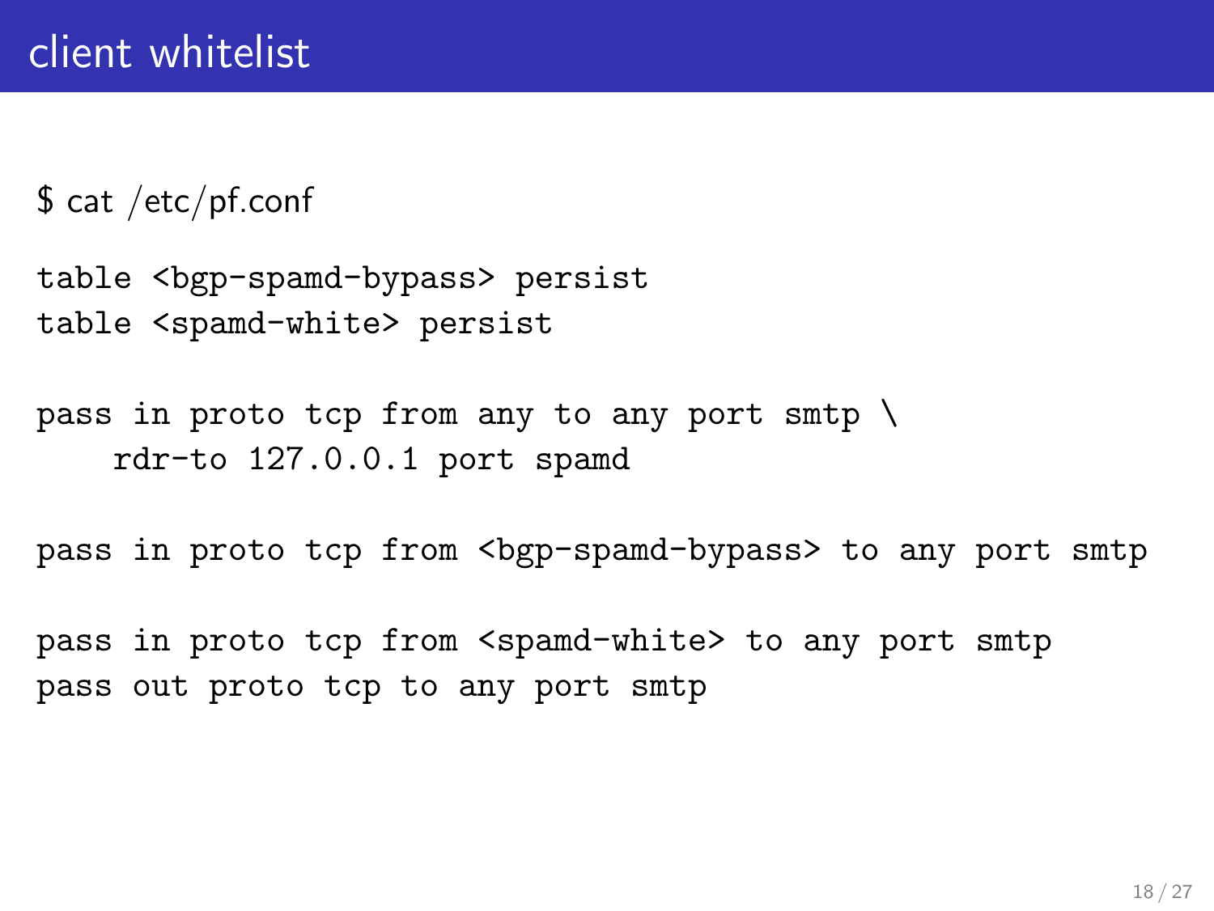# client whitelist

$ cat /etc/pf.conf

```
table <bgp-spamd-bypass> persist
table <spamd-white> persist

pass in proto tcp from any to any port smtp \
    rdr-to 127.0.0.1 port spamd

pass in proto tcp from <bgp-spamd-bypass> to any port smtp

pass in proto tcp from <spamd-white> to any port smtp
pass out proto tcp to any port smtp
```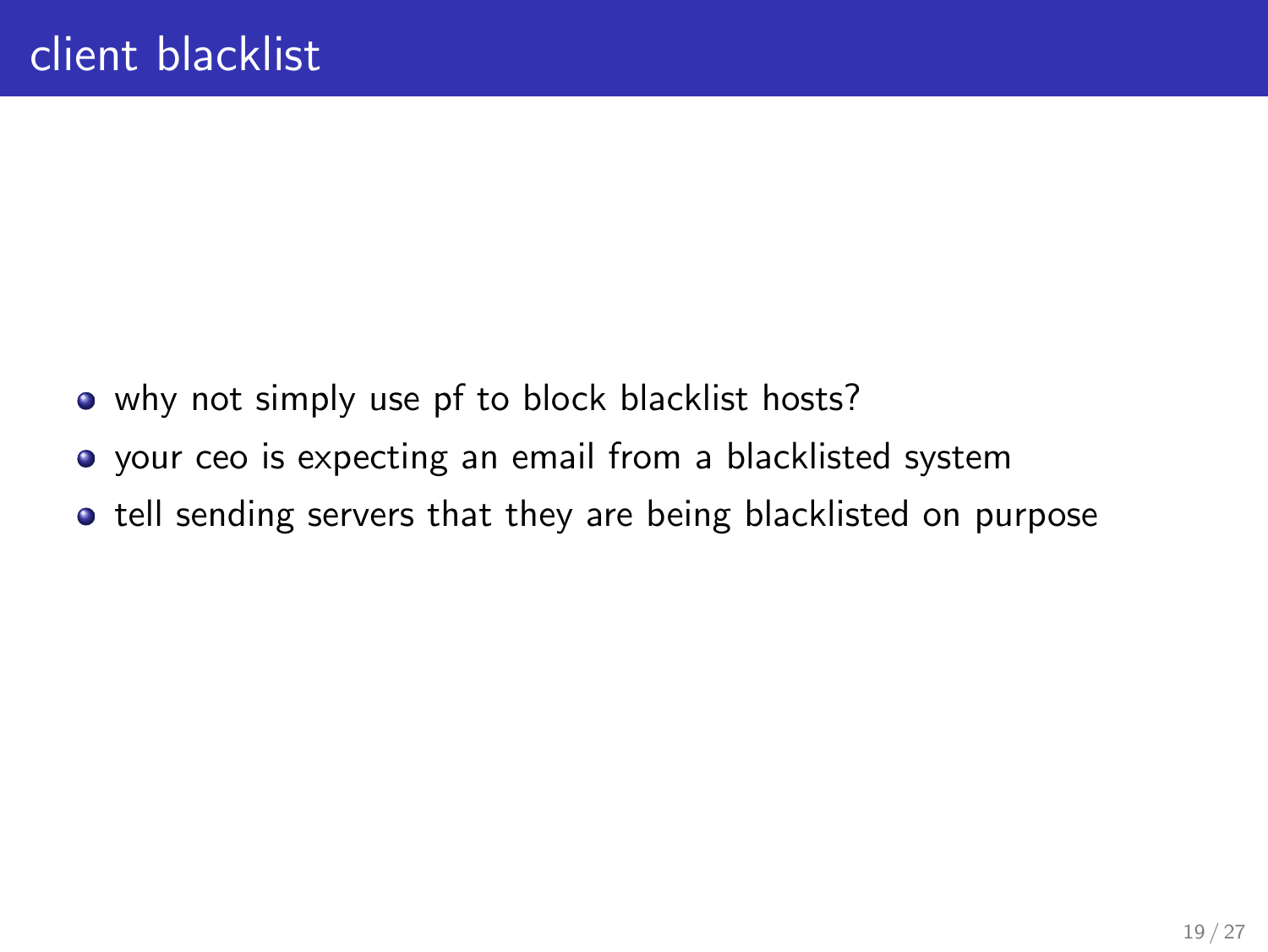# client blacklist

- why not simply use pf to block blacklist hosts?
- your ceo is expecting an email from a blacklisted system
- tell sending servers that they are being blacklisted on purpose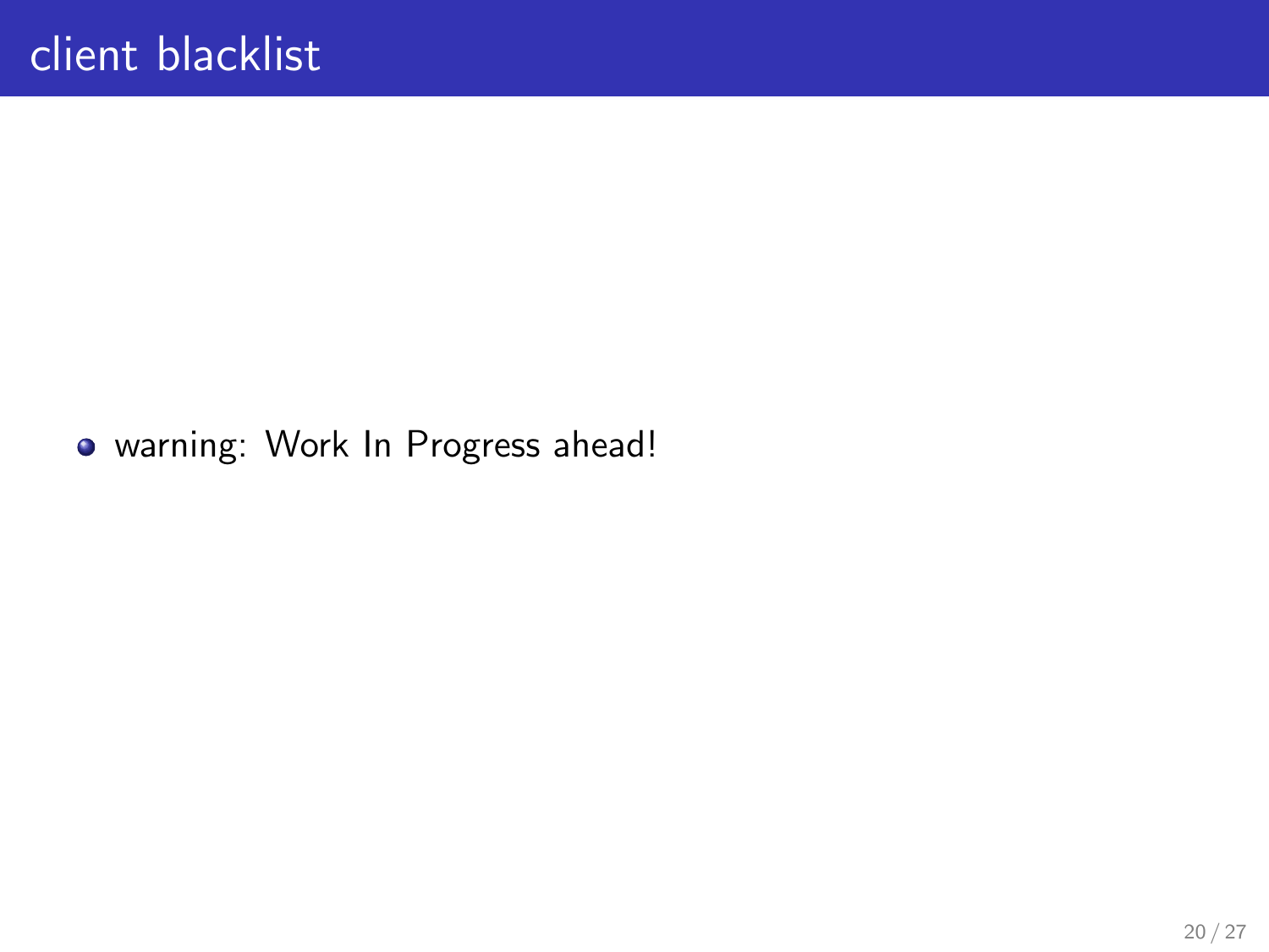# client blacklist

- warning: Work In Progress ahead!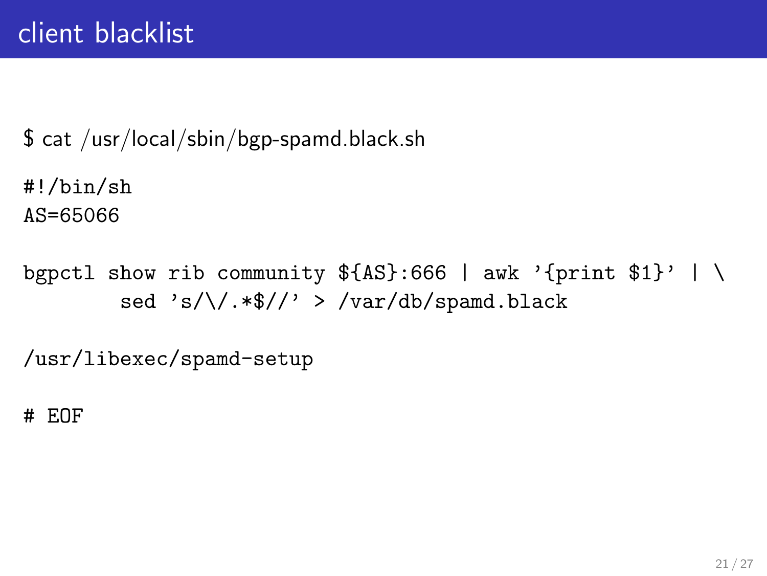# client blacklist

$ cat /usr/local/sbin/bgp-spamd.black.sh

```
#!/bin/sh
AS=65066

bgpctl show rib community ${AS}:666 | awk '{print $1}' | \
        sed 's/\/.*$//' > /var/db/spamd.black

/usr/libexec/spamd-setup

# EOF
```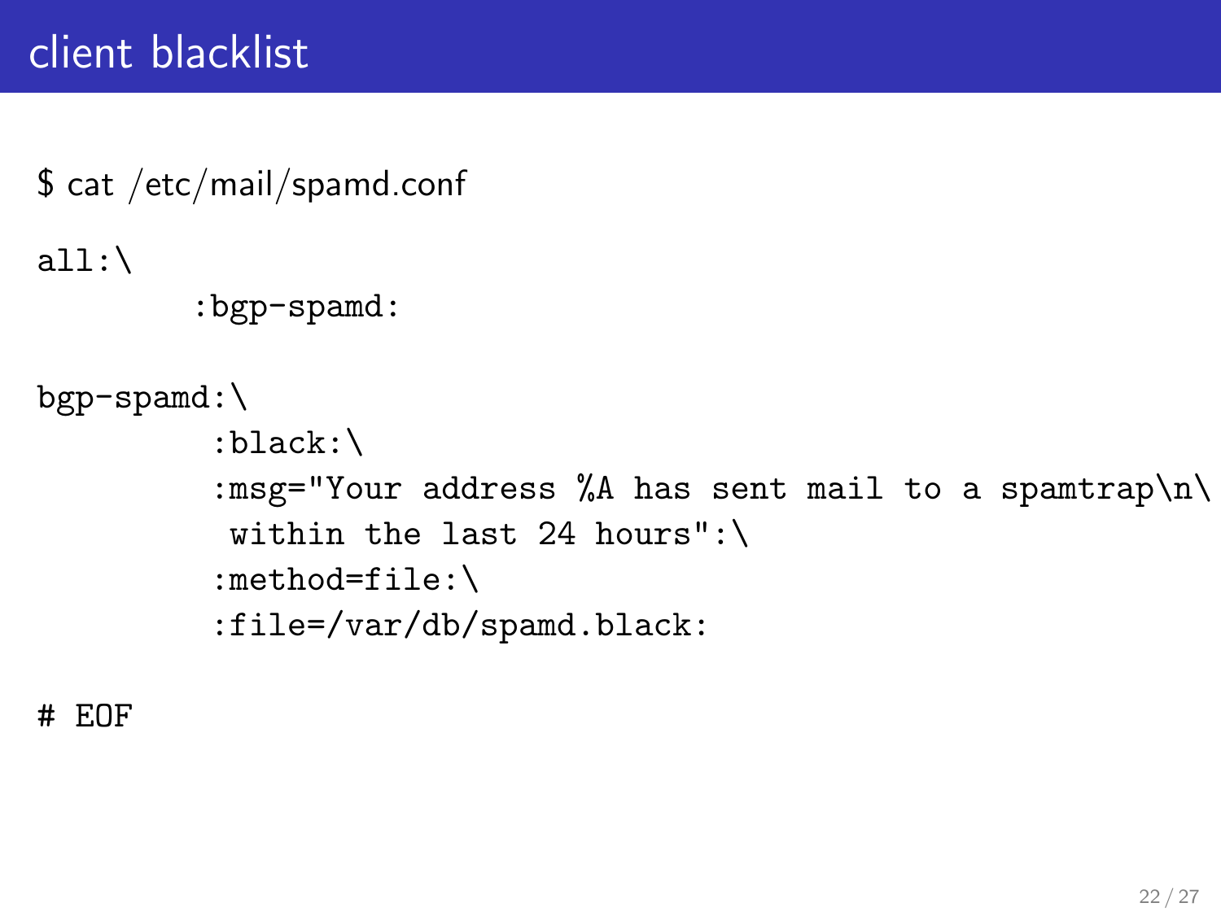# client blacklist

$ cat /etc/mail/spamd.conf

```
all:\
        :bgp-spamd:

bgp-spamd:\
         :black:\
         :msg="Your address %A has sent mail to a spamtrap\n\
          within the last 24 hours":\
         :method=file:\
         :file=/var/db/spamd.black:

# EOF
```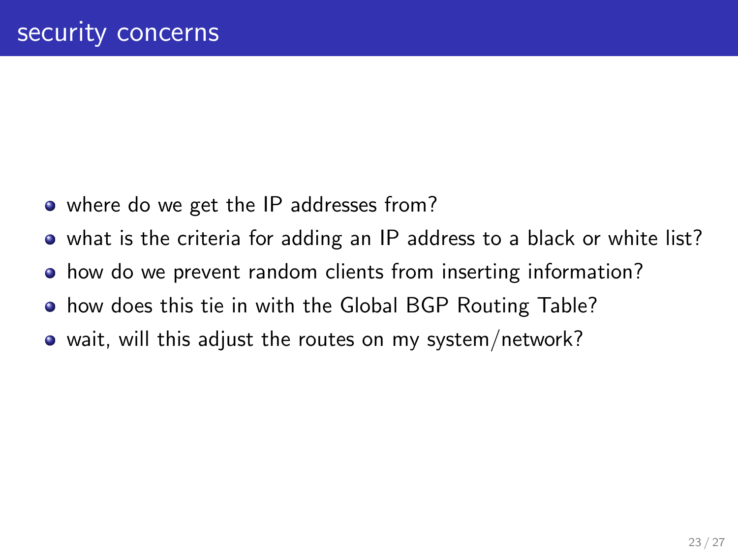# security concerns

- where do we get the IP addresses from?
- what is the criteria for adding an IP address to a black or white list?
- how do we prevent random clients from inserting information?
- how does this tie in with the Global BGP Routing Table?
- wait, will this adjust the routes on my system/network?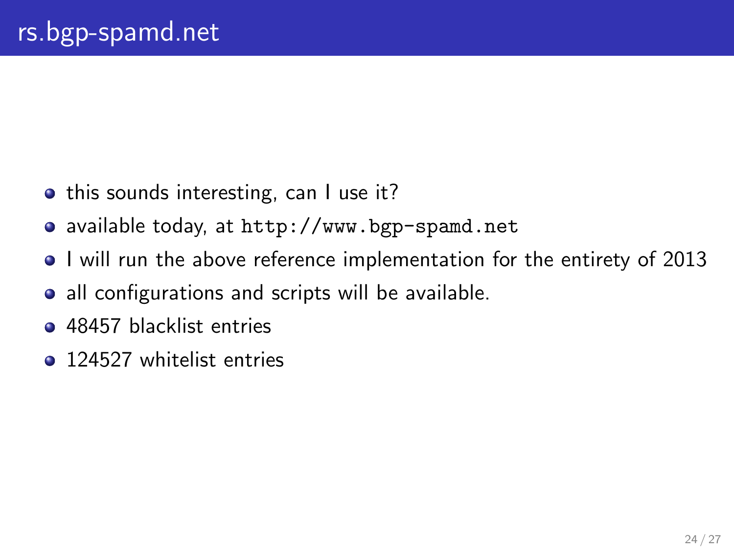# rs.bgp-spamd.net

- this sounds interesting, can I use it?
- available today, at `http://www.bgp-spamd.net`
- I will run the above reference implementation for the entirety of 2013
- all configurations and scripts will be available.
- 48457 blacklist entries
- 124527 whitelist entries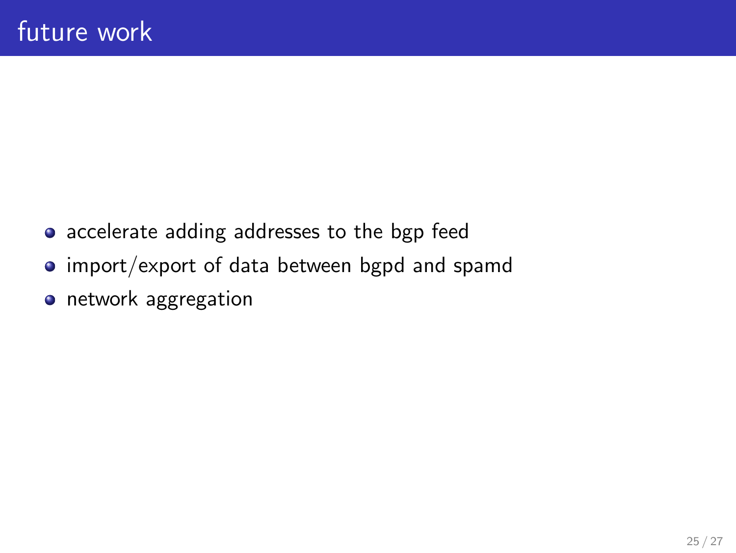# future work

- accelerate adding addresses to the bgp feed
- import/export of data between bgpd and spamd
- network aggregation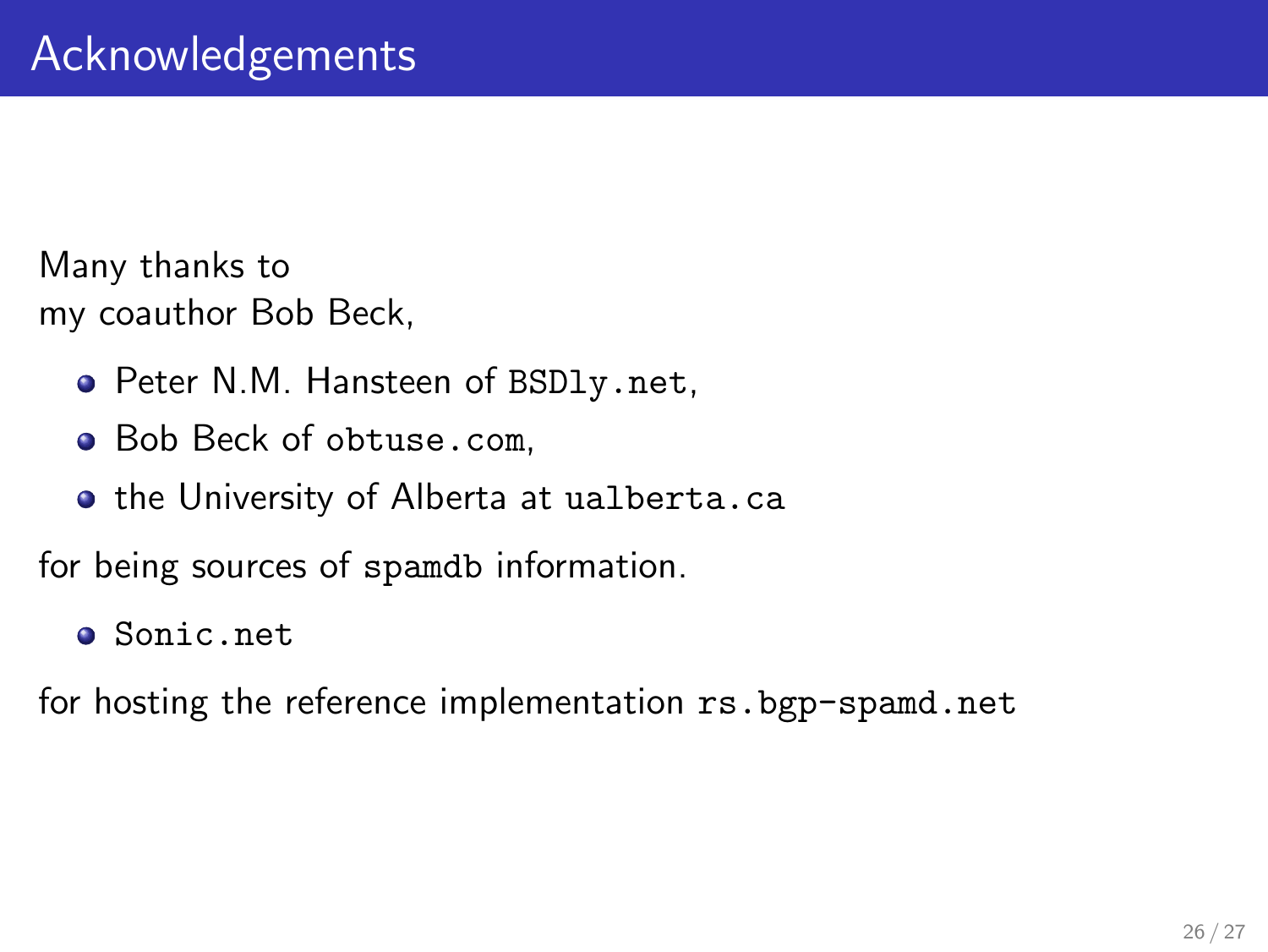# Acknowledgements

Many thanks to
my coauthor Bob Beck,

- Peter N.M. Hansteen of `BSDly.net`,
- Bob Beck of `obtuse.com`,
- the University of Alberta at `ualberta.ca`

for being sources of `spamdb` information.

- `Sonic.net`

for hosting the reference implementation `rs.bgp-spamd.net`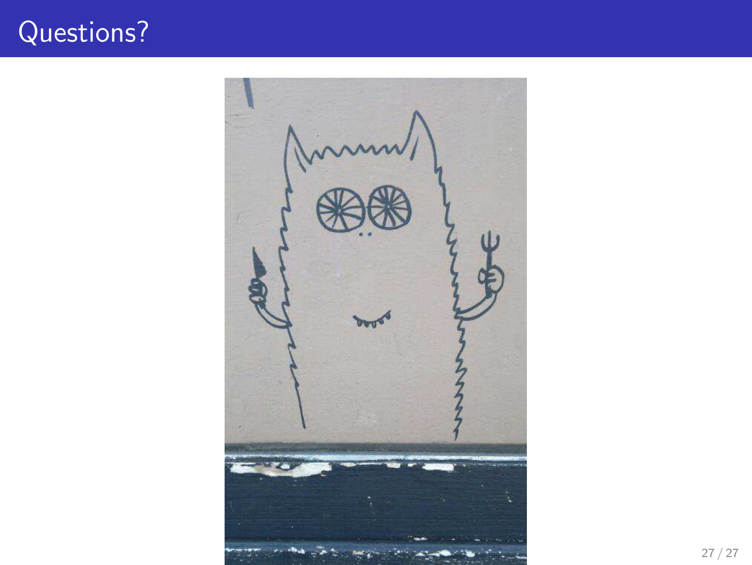# Questions?